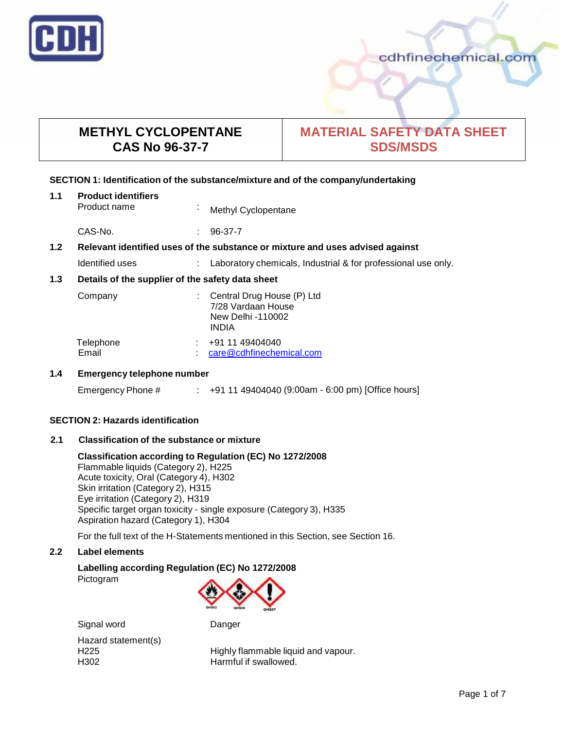| METHYL CYCLOPENTANE<br>CAS No 96-37-7 | MATERIAL SAFETY DATA SHEET<br>SDS/MSDS |
|---|---|

## SECTION 1: Identification of the substance/mixture and of the company/undertaking

**1.1 Product identifiers**

Product name : Methyl Cyclopentane

CAS-No. : 96-37-7

**1.2 Relevant identified uses of the substance or mixture and uses advised against**

Identified uses : Laboratory chemicals, Industrial & for professional use only.

**1.3 Details of the supplier of the safety data sheet**

Company : Central Drug House (P) Ltd
7/28 Vardaan House
New Delhi -110002
INDIA

Telephone : +91 11 49404040
Email : care@cdhfinechemical.com

**1.4 Emergency telephone number**

Emergency Phone # : +91 11 49404040 (9:00am - 6:00 pm) [Office hours]

## SECTION 2: Hazards identification

**2.1 Classification of the substance or mixture**

**Classification according to Regulation (EC) No 1272/2008**
Flammable liquids (Category 2), H225
Acute toxicity, Oral (Category 4), H302
Skin irritation (Category 2), H315
Eye irritation (Category 2), H319
Specific target organ toxicity - single exposure (Category 3), H335
Aspiration hazard (Category 1), H304

For the full text of the H-Statements mentioned in this Section, see Section 16.

**2.2 Label elements**

**Labelling according Regulation (EC) No 1272/2008**
Pictogram

GHS02 GHS08 GHS07

Signal word : Danger

Hazard statement(s)
H225 Highly flammable liquid and vapour.
H302 Harmful if swallowed.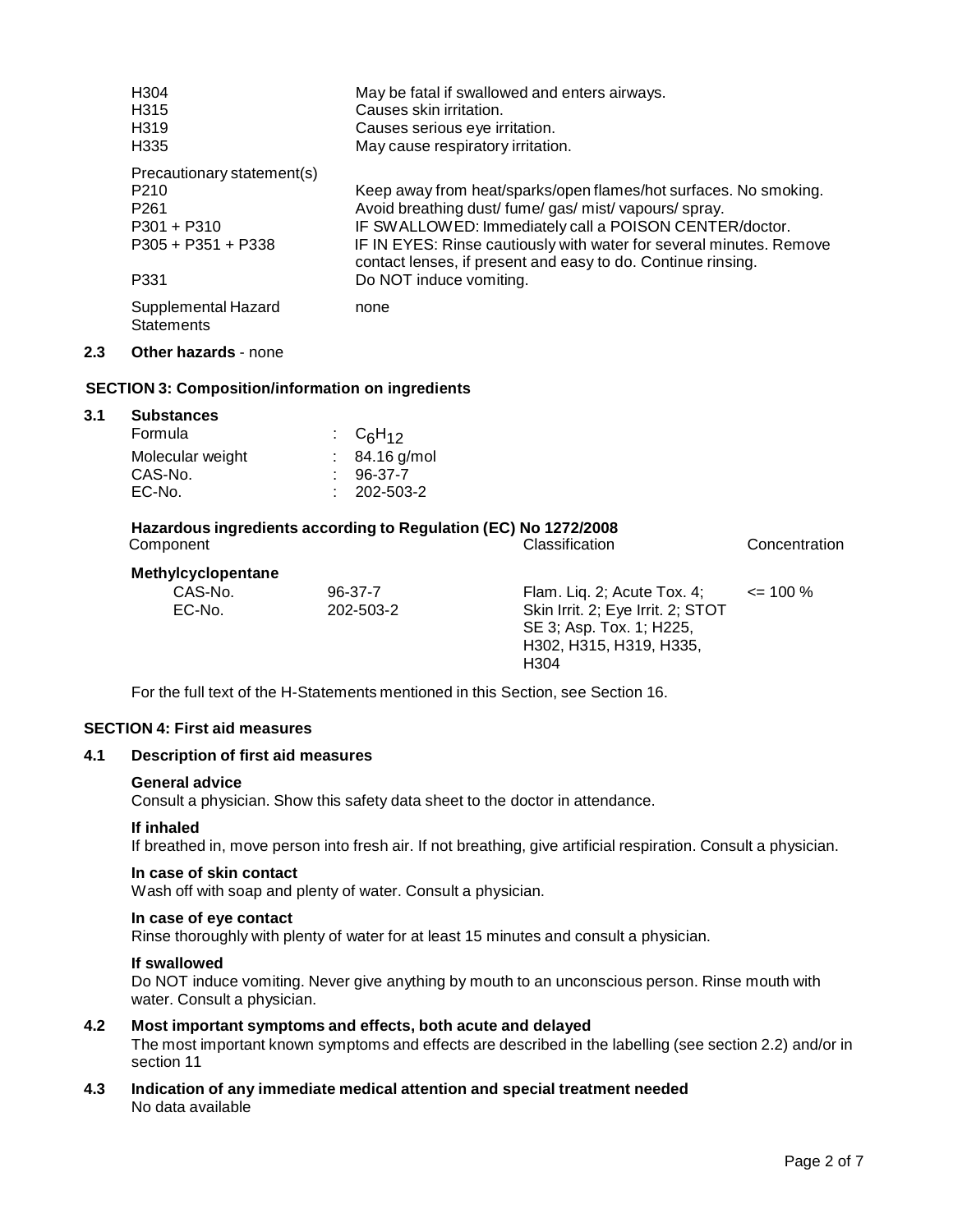| | |
|---|---|
| H304 | May be fatal if swallowed and enters airways. |
| H315 | Causes skin irritation. |
| H319 | Causes serious eye irritation. |
| H335 | May cause respiratory irritation. |

| Precautionary statement(s) | |
|---|---|
| P210 | Keep away from heat/sparks/open flames/hot surfaces. No smoking. |
| P261 | Avoid breathing dust/ fume/ gas/ mist/ vapours/ spray. |
| P301 + P310 | IF SWALLOWED: Immediately call a POISON CENTER/doctor. |
| P305 + P351 + P338 | IF IN EYES: Rinse cautiously with water for several minutes. Remove contact lenses, if present and easy to do. Continue rinsing. |
| P331 | Do NOT induce vomiting. |
| Supplemental Hazard Statements | none |

**2.3 Other hazards** - none

## SECTION 3: Composition/information on ingredients

### 3.1 Substances

| | |
|---|---|
| Formula | : $C_6H_{12}$ |
| Molecular weight | : 84.16 g/mol |
| CAS-No. | : 96-37-7 |
| EC-No. | : 202-503-2 |

**Hazardous ingredients according to Regulation (EC) No 1272/2008**

| Component | | Classification | Concentration |
|---|---|---|---|
| **Methylcyclopentane** | | | |
| CAS-No. | 96-37-7 | Flam. Liq. 2; Acute Tox. 4; Skin Irrit. 2; Eye Irrit. 2; STOT SE 3; Asp. Tox. 1; H225, H302, H315, H319, H335, H304 | <= 100 % |
| EC-No. | 202-503-2 | | |

For the full text of the H-Statements mentioned in this Section, see Section 16.

## SECTION 4: First aid measures

### 4.1 Description of first aid measures

**General advice**
Consult a physician. Show this safety data sheet to the doctor in attendance.

**If inhaled**
If breathed in, move person into fresh air. If not breathing, give artificial respiration. Consult a physician.

**In case of skin contact**
Wash off with soap and plenty of water. Consult a physician.

**In case of eye contact**
Rinse thoroughly with plenty of water for at least 15 minutes and consult a physician.

**If swallowed**
Do NOT induce vomiting. Never give anything by mouth to an unconscious person. Rinse mouth with water. Consult a physician.

### 4.2 Most important symptoms and effects, both acute and delayed

The most important known symptoms and effects are described in the labelling (see section 2.2) and/or in section 11

### 4.3 Indication of any immediate medical attention and special treatment needed

No data available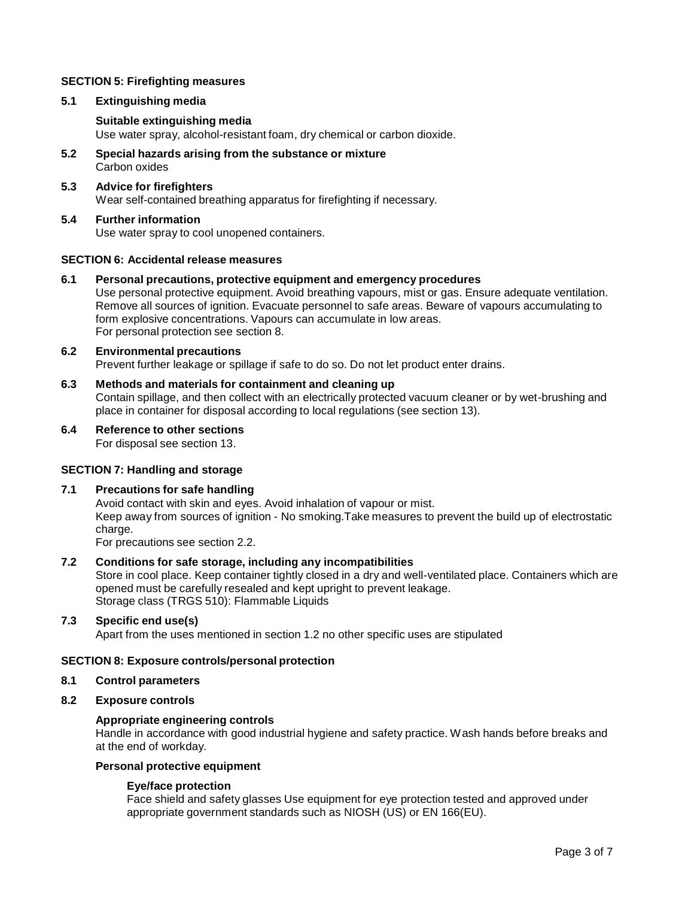## SECTION 5: Firefighting measures

### 5.1 Extinguishing media

**Suitable extinguishing media**

Use water spray, alcohol-resistant foam, dry chemical or carbon dioxide.

### 5.2 Special hazards arising from the substance or mixture

Carbon oxides

### 5.3 Advice for firefighters

Wear self-contained breathing apparatus for firefighting if necessary.

### 5.4 Further information

Use water spray to cool unopened containers.

## SECTION 6: Accidental release measures

### 6.1 Personal precautions, protective equipment and emergency procedures

Use personal protective equipment. Avoid breathing vapours, mist or gas. Ensure adequate ventilation. Remove all sources of ignition. Evacuate personnel to safe areas. Beware of vapours accumulating to form explosive concentrations. Vapours can accumulate in low areas.
For personal protection see section 8.

### 6.2 Environmental precautions

Prevent further leakage or spillage if safe to do so. Do not let product enter drains.

### 6.3 Methods and materials for containment and cleaning up

Contain spillage, and then collect with an electrically protected vacuum cleaner or by wet-brushing and place in container for disposal according to local regulations (see section 13).

### 6.4 Reference to other sections

For disposal see section 13.

## SECTION 7: Handling and storage

### 7.1 Precautions for safe handling

Avoid contact with skin and eyes. Avoid inhalation of vapour or mist.
Keep away from sources of ignition - No smoking.Take measures to prevent the build up of electrostatic charge.
For precautions see section 2.2.

### 7.2 Conditions for safe storage, including any incompatibilities

Store in cool place. Keep container tightly closed in a dry and well-ventilated place. Containers which are opened must be carefully resealed and kept upright to prevent leakage.
Storage class (TRGS 510): Flammable Liquids

### 7.3 Specific end use(s)

Apart from the uses mentioned in section 1.2 no other specific uses are stipulated

## SECTION 8: Exposure controls/personal protection

### 8.1 Control parameters

### 8.2 Exposure controls

**Appropriate engineering controls**

Handle in accordance with good industrial hygiene and safety practice. Wash hands before breaks and at the end of workday.

**Personal protective equipment**

**Eye/face protection**

Face shield and safety glasses Use equipment for eye protection tested and approved under appropriate government standards such as NIOSH (US) or EN 166(EU).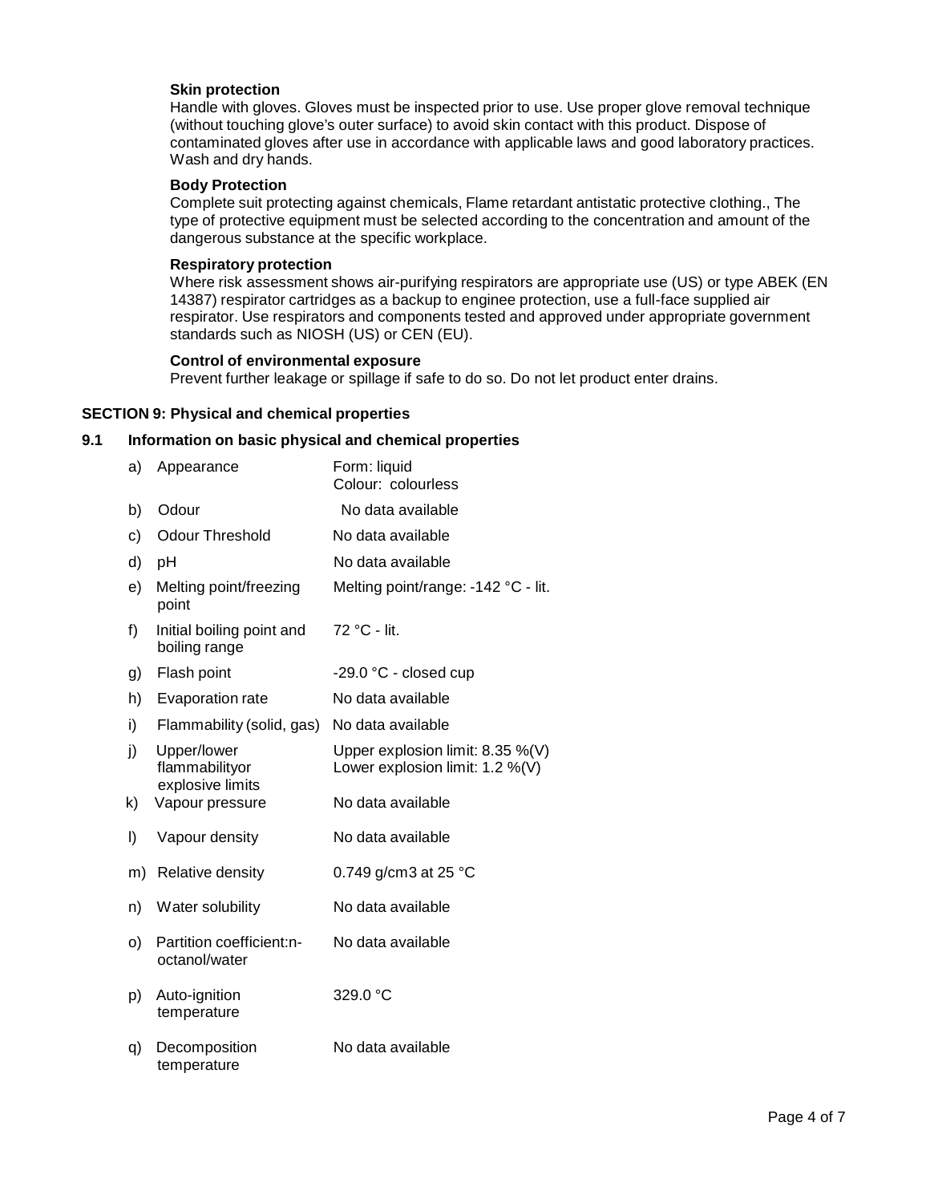**Skin protection**

Handle with gloves. Gloves must be inspected prior to use. Use proper glove removal technique (without touching glove's outer surface) to avoid skin contact with this product. Dispose of contaminated gloves after use in accordance with applicable laws and good laboratory practices. Wash and dry hands.

**Body Protection**

Complete suit protecting against chemicals, Flame retardant antistatic protective clothing., The type of protective equipment must be selected according to the concentration and amount of the dangerous substance at the specific workplace.

**Respiratory protection**

Where risk assessment shows air-purifying respirators are appropriate use (US) or type ABEK (EN 14387) respirator cartridges as a backup to enginee protection, use a full-face supplied air respirator. Use respirators and components tested and approved under appropriate government standards such as NIOSH (US) or CEN (EU).

**Control of environmental exposure**

Prevent further leakage or spillage if safe to do so. Do not let product enter drains.

## SECTION 9: Physical and chemical properties

### 9.1 Information on basic physical and chemical properties

| | | |
|---|---|---|
| a) | Appearance | Form: liquid<br>Colour: colourless |
| b) | Odour | No data available |
| c) | Odour Threshold | No data available |
| d) | pH | No data available |
| e) | Melting point/freezing point | Melting point/range: -142 °C - lit. |
| f) | Initial boiling point and boiling range | 72 °C - lit. |
| g) | Flash point | -29.0 °C - closed cup |
| h) | Evaporation rate | No data available |
| i) | Flammability (solid, gas) | No data available |
| j) | Upper/lower flammabilityor explosive limits | Upper explosion limit: 8.35 %(V)<br>Lower explosion limit: 1.2 %(V) |
| k) | Vapour pressure | No data available |
| l) | Vapour density | No data available |
| m) | Relative density | 0.749 g/cm3 at 25 °C |
| n) | Water solubility | No data available |
| o) | Partition coefficient:n-octanol/water | No data available |
| p) | Auto-ignition temperature | 329.0 °C |
| q) | Decomposition temperature | No data available |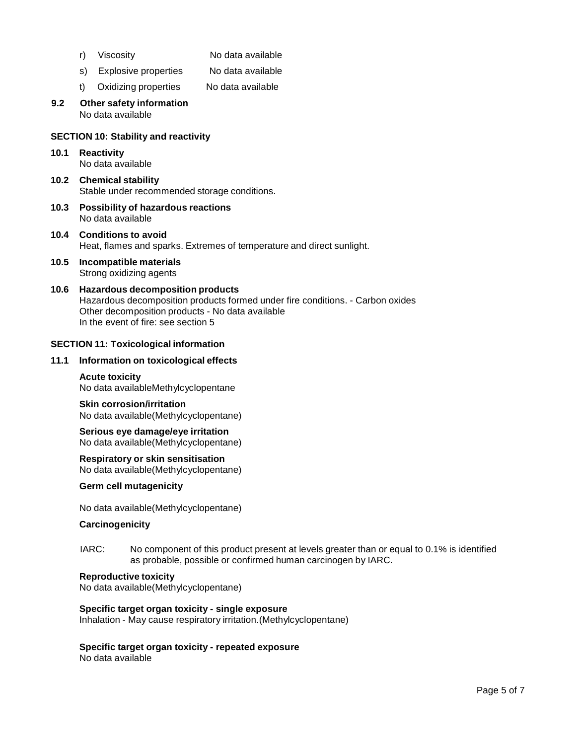r) Viscosity No data available

s) Explosive properties No data available

t) Oxidizing properties No data available

**9.2 Other safety information**
No data available

## SECTION 10: Stability and reactivity

**10.1 Reactivity**
No data available

**10.2 Chemical stability**
Stable under recommended storage conditions.

**10.3 Possibility of hazardous reactions**
No data available

**10.4 Conditions to avoid**
Heat, flames and sparks. Extremes of temperature and direct sunlight.

**10.5 Incompatible materials**
Strong oxidizing agents

**10.6 Hazardous decomposition products**
Hazardous decomposition products formed under fire conditions. - Carbon oxides
Other decomposition products - No data available
In the event of fire: see section 5

## SECTION 11: Toxicological information

**11.1 Information on toxicological effects**

**Acute toxicity**
No data availableMethylcyclopentane

**Skin corrosion/irritation**
No data available(Methylcyclopentane)

**Serious eye damage/eye irritation**
No data available(Methylcyclopentane)

**Respiratory or skin sensitisation**
No data available(Methylcyclopentane)

**Germ cell mutagenicity**

No data available(Methylcyclopentane)

**Carcinogenicity**

IARC: No component of this product present at levels greater than or equal to 0.1% is identified as probable, possible or confirmed human carcinogen by IARC.

**Reproductive toxicity**
No data available(Methylcyclopentane)

**Specific target organ toxicity - single exposure**
Inhalation - May cause respiratory irritation.(Methylcyclopentane)

**Specific target organ toxicity - repeated exposure**
No data available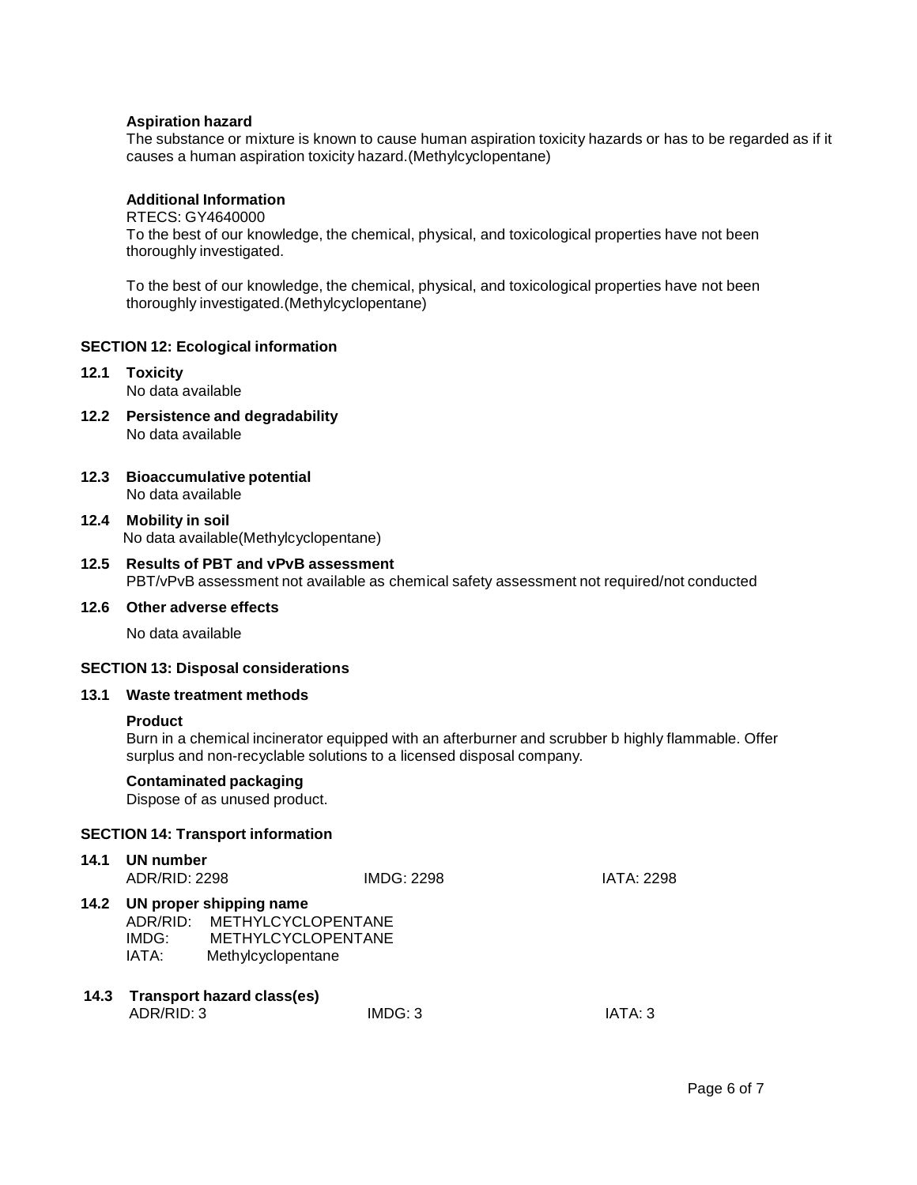**Aspiration hazard**

The substance or mixture is known to cause human aspiration toxicity hazards or has to be regarded as if it causes a human aspiration toxicity hazard.(Methylcyclopentane)

**Additional Information**

RTECS: GY4640000

To the best of our knowledge, the chemical, physical, and toxicological properties have not been thoroughly investigated.

To the best of our knowledge, the chemical, physical, and toxicological properties have not been thoroughly investigated.(Methylcyclopentane)

## SECTION 12: Ecological information

**12.1 Toxicity**

No data available

**12.2 Persistence and degradability**

No data available

**12.3 Bioaccumulative potential**

No data available

**12.4 Mobility in soil**

No data available(Methylcyclopentane)

**12.5 Results of PBT and vPvB assessment**

PBT/vPvB assessment not available as chemical safety assessment not required/not conducted

**12.6 Other adverse effects**

No data available

## SECTION 13: Disposal considerations

**13.1 Waste treatment methods**

**Product**

Burn in a chemical incinerator equipped with an afterburner and scrubber b highly flammable. Offer surplus and non-recyclable solutions to a licensed disposal company.

**Contaminated packaging**

Dispose of as unused product.

## SECTION 14: Transport information

**14.1 UN number**

ADR/RID: 2298 IMDG: 2298 IATA: 2298

**14.2 UN proper shipping name**

ADR/RID: METHYLCYCLOPENTANE
IMDG: METHYLCYCLOPENTANE
IATA: Methylcyclopentane

**14.3 Transport hazard class(es)**

ADR/RID: 3 IMDG: 3 IATA: 3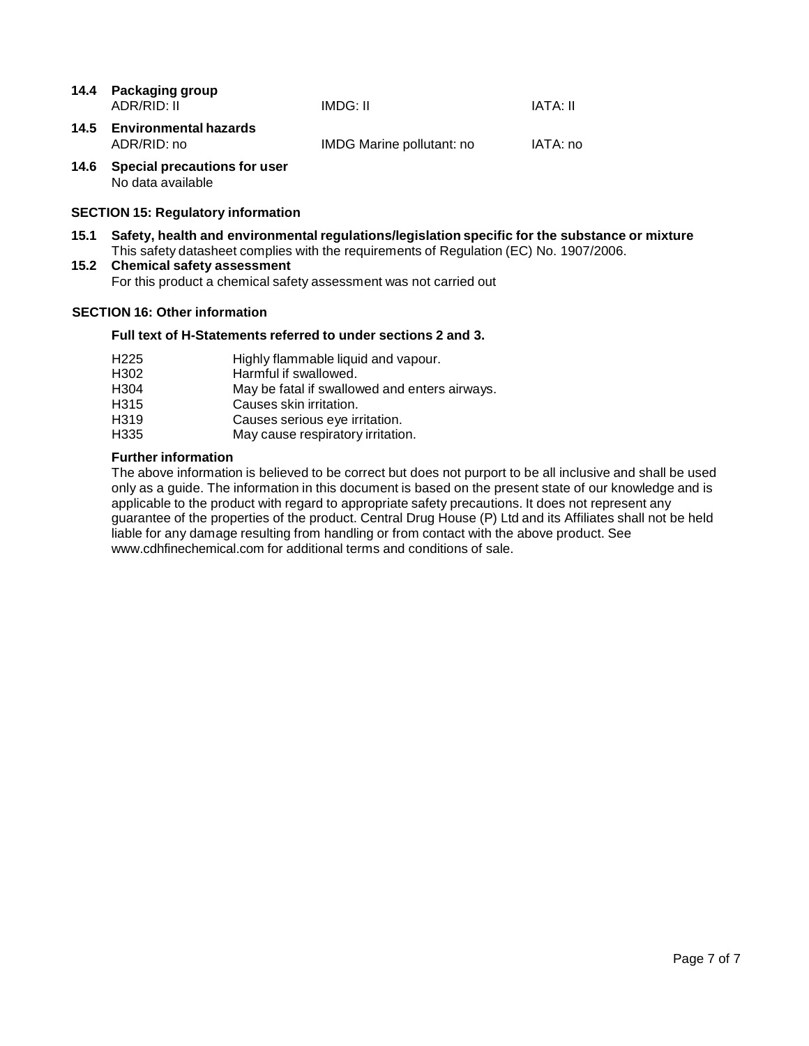**14.4 Packaging group**

| | | |
|---|---|---|
| ADR/RID: II | IMDG: II | IATA: II |

**14.5 Environmental hazards**

| | | |
|---|---|---|
| ADR/RID: no | IMDG Marine pollutant: no | IATA: no |

**14.6 Special precautions for user**

No data available

## SECTION 15: Regulatory information

**15.1 Safety, health and environmental regulations/legislation specific for the substance or mixture**

This safety datasheet complies with the requirements of Regulation (EC) No. 1907/2006.

**15.2 Chemical safety assessment**

For this product a chemical safety assessment was not carried out

## SECTION 16: Other information

**Full text of H-Statements referred to under sections 2 and 3.**

| | |
|---|---|
| H225 | Highly flammable liquid and vapour. |
| H302 | Harmful if swallowed. |
| H304 | May be fatal if swallowed and enters airways. |
| H315 | Causes skin irritation. |
| H319 | Causes serious eye irritation. |
| H335 | May cause respiratory irritation. |

**Further information**

The above information is believed to be correct but does not purport to be all inclusive and shall be used only as a guide. The information in this document is based on the present state of our knowledge and is applicable to the product with regard to appropriate safety precautions. It does not represent any guarantee of the properties of the product. Central Drug House (P) Ltd and its Affiliates shall not be held liable for any damage resulting from handling or from contact with the above product. See www.cdhfinechemical.com for additional terms and conditions of sale.